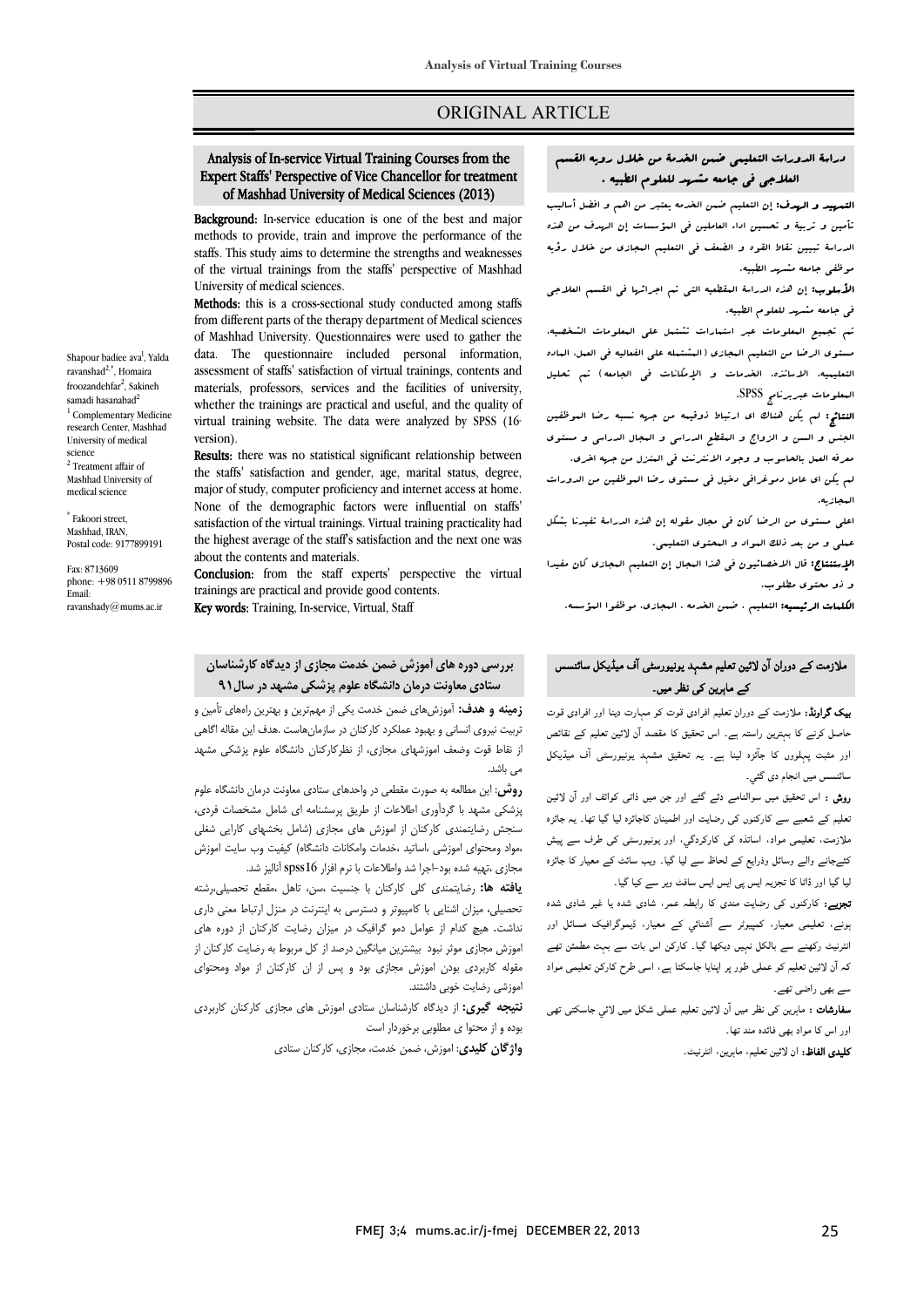ORIGINAL ARTICLE

# Analysis of In-service Virtual Training Courses from the Expert Staffs' Perspective of Vice Chancellor for treatment of Mashhad University of Medical Sciences (2013)

Shapour badiee ava[1], Yalda ravanshad[2,*], Homaira froozandehfar[2], Sakineh samadi hasanabad[2]

[1] Complementary Medicine research Center, Mashhad University of medical science

[2] Treatment affair of Mashhad University of medical science

[*] Fakoori street, Mashhad, IRAN, Postal code: 9177899191

Fax: 8713609
phone: +98 0511 8799896
Email: ravanshady@mums.ac.ir

**Background:** In-service education is one of the best and major methods to provide, train and improve the performance of the staffs. This study aims to determine the strengths and weaknesses of the virtual trainings from the staffs' perspective of Mashhad University of medical sciences.

**Methods:** this is a cross-sectional study conducted among staffs from different parts of the therapy department of Medical sciences of Mashhad University. Questionnaires were used to gather the data. The questionnaire included personal information, assessment of staffs' satisfaction of virtual trainings, contents and materials, professors, services and the facilities of university, whether the trainings are practical and useful, and the quality of virtual training website. The data were analyzed by SPSS (16-version).

**Results:** there was no statistical significant relationship between the staffs' satisfaction and gender, age, marital status, degree, major of study, computer proficiency and internet access at home. None of the demographic factors were influential on staffs' satisfaction of the virtual trainings. Virtual training practicality had the highest average of the staff's satisfaction and the next one was about the contents and materials.

**Conclusion:** from the staff experts' perspective the virtual trainings are practical and provide good contents.

**Key words:** Training, In-service, Virtual, Staff

## دراسة الدورات التعليمية ضمن الخدمة من خلال رؤيه القسم العلاجي في جامعه مشهد للعلوم الطبيه .

**التمهيد و الهدف:** إن التعليم ضمن الخدمه يعتبر من اهم و افضل أساليب تأمين و تربية و تحسين اداء العاملين في المؤسسات إن الهدف من هذه الدراسة تبيين نقاط القوه و الضعف في التعليم المجازي من خلال رؤيه موظفي جامعه مشهد الطبيه.

**الأسلوب:** إن هذه الدراسة المقطعيه التي تم اجرائها في القسم العلاجي في جامعه مشهد للعلوم الطبيه.

تم تجميع المعلومات عبر استمارات تشتمل علي المعلومات الشخصيه، مستوي الرضا من التعليم المجازي (المشتمله علي الفعاليه في العمل، الماده التعليميه، الاساتذه، الخدمات و الإمكانات في الجامعه) تم تحليل المعلومات عبربرنامج SPSS.

**النتائج:** لم يكن هنالك اي ارتباط ذوقيمه من جهه نسبه رضا الموظفين الجنس و السن و الزواج و المقطع الدراسي و المجال الدراسي و مستوي معرفه العمل بالحاسوب و وجود الانترنت في المنزل من جهه اخري.

لم يكن اي عامل دموغرافي دخيل في مستوي رضا الموظفين من الدورات المجازيه.

اعلي مستوي من الرضا كان في مجال مقوله إن هذه الدراسة تفيدنا بشكل عملي و من بعد ذلك المواد و المحتوي التعليمي.

**الإستنتاج:** قال الاخصائيون في هذا المجال إن التعليم المجازي كان مفيدا و ذو محتوي مطلوب.

**الكلمات الرئيسيه:** التعليم ، ضمن الخدمه ، المجازي، موظفوا المؤسسه.

## بررسی دوره های آموزش ضمن خدمت مجازی از دیدگاه کارشناسان ستادی معاونت درمان دانشگاه علوم پزشکی مشهد در سال۹۱

**زمینه و هدف:** آموزش‌های ضمن خدمت یکی از مهم‌ترین و بهترین راه‌های تأمین و تربیت نیروی انسانی و بهبود عملکرد کارکنان در سازمان‌هاست .هدف این مقاله اگاهی از نقاط قوت وضعف اموزشهای مجازی، از نظرکارکنان دانشگاه علوم پزشکی مشهد می باشد.

**روش:** این مطالعه به صورت مقطعی در واحدهای ستادی معاونت درمان دانشگاه علوم پزشکی مشهد با گردآوری اطلاعات از طریق پرسشنامه ای شامل مشخصات فردی، سنجش رضایتمندی کارکنان از آموزش های مجازی (شامل بخشهای کارایی شغلی ،مواد ومحتوای اموزشی ،اساتید ،خدمات وامکانات دانشگاه) کیفیت وب سایت اموزش مجازی ،تهیه شده بود-اجرا شد واطلاعات با نرم افزار spss16 آنالیز شد.

**یافته ها:** رضایتمندی کلی کارکنان با جنسیت ،سن، تاهل ،مقطع تحصیلی،رشته تحصیلی، میزان اشنایی با کامپیوتر و دسترسی به اینترنت در منزل ارتباط معنی داری نداشت. هیچ کدام از عوامل دمو گرافیک در میزان رضایت کارکنان از دوره های اموزش مجازی موثر نبود بیشترین میانگین درصد از کل مربوط به رضایت کارکنان از مقوله کاربردی بودن اموزش مجازی بود و پس از ان کارکنان از مواد ومحتوای اموزشی رضایت خوبی داشتند.

**نتیجه گیری:** از دیدگاه کارشناسان ستادی اموزش های مجازی کارکنان کاربردی بوده و از محتوا ی مطلوبی برخوردار است

**واژگان کلیدی:** اموزش، ضمن خدمت، مجازی، کارکنان ستادی

## ملازمت کے دوران آن لائین تعلیم مشہد یونیورسٹی آف میڈیکل سائنسس کے ماہرین کی نظر میں۔

**بیک گراونڈ:** ملازمت کے دوران تعلیم افرادی قوت کو مہارت دینا اور افرادی قوت حاصل کرنے کا بہترین راستہ ہے۔ اس تحقیق کا مقصد آن لائین تعلیم کے نقائص اور مثبت پہلووں کا جائزہ لینا ہے۔ یہ تحقیق مشہد یونیورسٹی آف میڈیکل سائنسس میں انجام دی گئي۔

**روش :** اس تحقیق میں سوالنامے دئے گئے اور جن میں ذاتی کوائف اور آن لائین تعلیم کے شعبے سے کارکنوں کی رضایت اور اطمینان کاجائزہ لیا گیا تھا۔ یہ جائزہ ملازمت، تعلیمی مواد، اساتذہ کی کارکردگي، اور یونیورسٹی کی طرف سے پیش کئےجانے والے وسائل وذرایع کے لحاظ سے لیا گیا۔ ویب سائٹ کے معیار کا جائزہ لیا گیا اور ڈاٹا کا تجزیہ ایس پی ایس ایس سافٹ ویر سے کیا گيا۔

**نتیجے:** کارکنوں کی رضایت مندی کا رابطہ عمر، شادی شدہ یا غیر شادی شدہ ہونے، تعلیمی معیار، کمپیوٹر سے آشنائي کے معیار، ڈیموگرافیک مسائل اور انٹرنیٹ رکھنے سے بالکل نہیں دیکھا گيا۔ کارکن اس بات سے بہت مطمئن تھے کہ آن لائین تعلیم کو عملی طور پر اپنایا جاسکتا ہے، اسی طرح کارکن تعلیمی مواد سے بھی راضی تھے۔

**سفارشات :** ماہرین کی نظر میں آن لائین تعلیم عملی شکل میں لائي جاسکتی تھی اور اس کا مواد بھی فائدہ مند تھا۔

**کلیدی الفاظ:** ان لائین تعلیم، ماہرین، انٹرنیٹ۔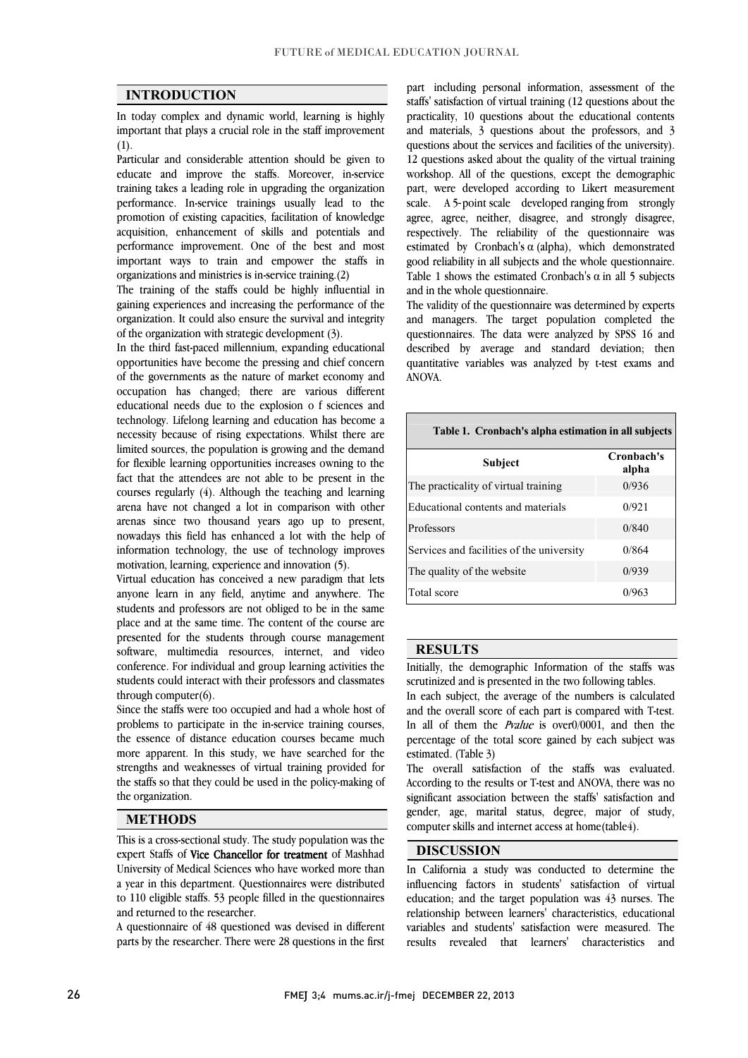## INTRODUCTION

In today complex and dynamic world, learning is highly important that plays a crucial role in the staff improvement (1).

Particular and considerable attention should be given to educate and improve the staffs. Moreover, in-service training takes a leading role in upgrading the organization performance. In-service trainings usually lead to the promotion of existing capacities, facilitation of knowledge acquisition, enhancement of skills and potentials and performance improvement. One of the best and most important ways to train and empower the staffs in organizations and ministries is in-service training.(2)

The training of the staffs could be highly influential in gaining experiences and increasing the performance of the organization. It could also ensure the survival and integrity of the organization with strategic development (3).

In the third fast-paced millennium, expanding educational opportunities have become the pressing and chief concern of the governments as the nature of market economy and occupation has changed; there are various different educational needs due to the explosion o f sciences and technology. Lifelong learning and education has become a necessity because of rising expectations. Whilst there are limited sources, the population is growing and the demand for flexible learning opportunities increases owning to the fact that the attendees are not able to be present in the courses regularly (4). Although the teaching and learning arena have not changed a lot in comparison with other arenas since two thousand years ago up to present, nowadays this field has enhanced a lot with the help of information technology, the use of technology improves motivation, learning, experience and innovation (5).

Virtual education has conceived a new paradigm that lets anyone learn in any field, anytime and anywhere. The students and professors are not obliged to be in the same place and at the same time. The content of the course are presented for the students through course management software, multimedia resources, internet, and video conference. For individual and group learning activities the students could interact with their professors and classmates through computer(6).

Since the staffs were too occupied and had a whole host of problems to participate in the in-service training courses, the essence of distance education courses became much more apparent. In this study, we have searched for the strengths and weaknesses of virtual training provided for the staffs so that they could be used in the policy-making of the organization.

## METHODS

This is a cross-sectional study. The study population was the expert Staffs of **Vice Chancellor for treatment** of Mashhad University of Medical Sciences who have worked more than a year in this department. Questionnaires were distributed to 110 eligible staffs. 53 people filled in the questionnaires and returned to the researcher.

A questionnaire of 48 questioned was devised in different parts by the researcher. There were 28 questions in the first part including personal information, assessment of the staffs' satisfaction of virtual training (12 questions about the practicality, 10 questions about the educational contents and materials, 3 questions about the professors, and 3 questions about the services and facilities of the university). 12 questions asked about the quality of the virtual training workshop. All of the questions, except the demographic part, were developed according to Likert measurement scale. A 5-point scale developed ranging from strongly agree, agree, neither, disagree, and strongly disagree, respectively. The reliability of the questionnaire was estimated by Cronbach's α (alpha), which demonstrated good reliability in all subjects and the whole questionnaire. Table 1 shows the estimated Cronbach's α in all 5 subjects and in the whole questionnaire.

The validity of the questionnaire was determined by experts and managers. The target population completed the questionnaires. The data were analyzed by SPSS 16 and described by average and standard deviation; then quantitative variables was analyzed by t-test exams and ANOVA.

**Table 1. Cronbach's alpha estimation in all subjects**

| Subject | Cronbach's alpha |
|---|---|
| The practicality of virtual training | 0/936 |
| Educational contents and materials | 0/921 |
| Professors | 0/840 |
| Services and facilities of the university | 0/864 |
| The quality of the website | 0/939 |
| Total score | 0/963 |

## RESULTS

Initially, the demographic Information of the staffs was scrutinized and is presented in the two following tables.

In each subject, the average of the numbers is calculated and the overall score of each part is compared with T-test. In all of them the *Pvalue* is over0/0001, and then the percentage of the total score gained by each subject was estimated. (Table 3)

The overall satisfaction of the staffs was evaluated. According to the results or T-test and ANOVA, there was no significant association between the staffs' satisfaction and gender, age, marital status, degree, major of study, computer skills and internet access at home(table4).

## DISCUSSION

In California a study was conducted to determine the influencing factors in students' satisfaction of virtual education; and the target population was 43 nurses. The relationship between learners' characteristics, educational variables and students' satisfaction were measured. The results revealed that learners' characteristics and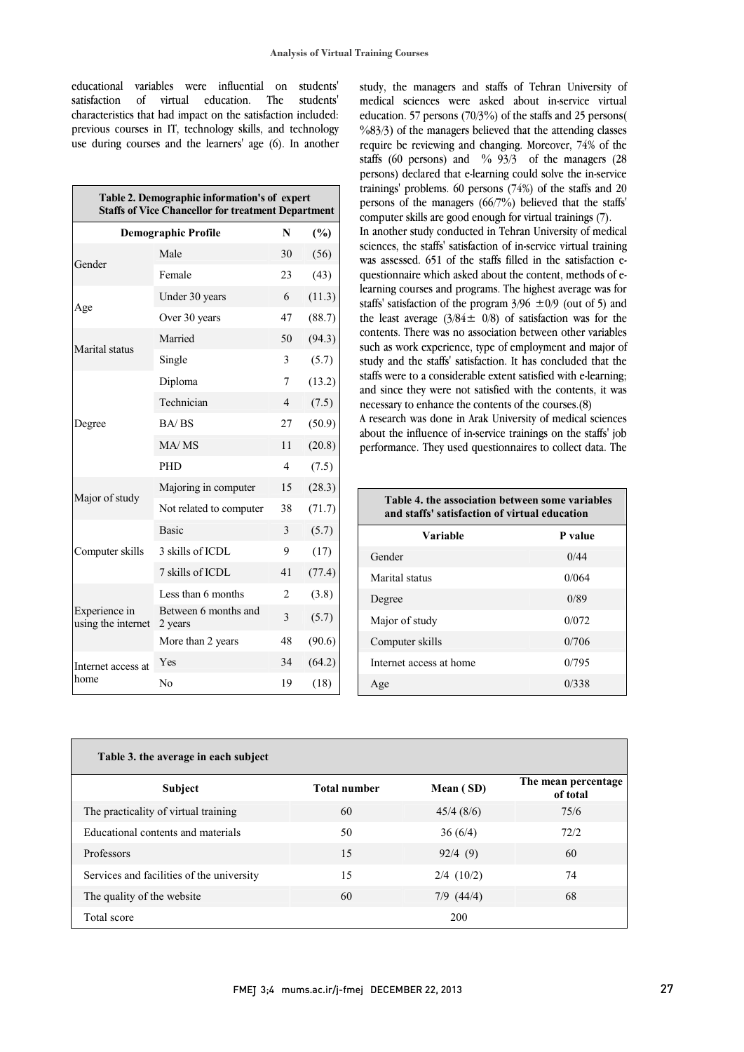educational variables were influential on students' satisfaction of virtual education. The students' characteristics that had impact on the satisfaction included: previous courses in IT, technology skills, and technology use during courses and the learners' age (6). In another

| Table 2. Demographic information's of expert Staffs of Vice Chancellor for treatment Department | | | |
|---|---|---|---|
| Demographic Profile | | N | (%) |
| Gender | Male | 30 | (56) |
| | Female | 23 | (43) |
| Age | Under 30 years | 6 | (11.3) |
| | Over 30 years | 47 | (88.7) |
| Marital status | Married | 50 | (94.3) |
| | Single | 3 | (5.7) |
| Degree | Diploma | 7 | (13.2) |
| | Technician | 4 | (7.5) |
| | BA/ BS | 27 | (50.9) |
| | MA/ MS | 11 | (20.8) |
| | PHD | 4 | (7.5) |
| Major of study | Majoring in computer | 15 | (28.3) |
| | Not related to computer | 38 | (71.7) |
| Computer skills | Basic | 3 | (5.7) |
| | 3 skills of ICDL | 9 | (17) |
| | 7 skills of ICDL | 41 | (77.4) |
| Experience in using the internet | Less than 6 months | 2 | (3.8) |
| | Between 6 months and 2 years | 3 | (5.7) |
| | More than 2 years | 48 | (90.6) |
| Internet access at home | Yes | 34 | (64.2) |
| | No | 19 | (18) |

study, the managers and staffs of Tehran University of medical sciences were asked about in-service virtual education. 57 persons (70/3%) of the staffs and 25 persons( %83/3) of the managers believed that the attending classes require be reviewing and changing. Moreover, 74% of the staffs (60 persons) and % 93/3 of the managers (28 persons) declared that e-learning could solve the in-service trainings' problems. 60 persons (74%) of the staffs and 20 persons of the managers (66/7%) believed that the staffs' computer skills are good enough for virtual trainings (7).

In another study conducted in Tehran University of medical sciences, the staffs' satisfaction of in-service virtual training was assessed. 651 of the staffs filled in the satisfaction e-questionnaire which asked about the content, methods of e-learning courses and programs. The highest average was for staffs' satisfaction of the program 3/96 ±0/9 (out of 5) and the least average (3/84± 0/8) of satisfaction was for the contents. There was no association between other variables such as work experience, type of employment and major of study and the staffs' satisfaction. It has concluded that the staffs were to a considerable extent satisfied with e-learning; and since they were not satisfied with the contents, it was necessary to enhance the contents of the courses.(8)

A research was done in Arak University of medical sciences about the influence of in-service trainings on the staffs' job performance. They used questionnaires to collect data. The

| Table 4. the association between some variables and staffs' satisfaction of virtual education | |
|---|---|
| Variable | P value |
| Gender | 0/44 |
| Marital status | 0/064 |
| Degree | 0/89 |
| Major of study | 0/072 |
| Computer skills | 0/706 |
| Internet access at home | 0/795 |
| Age | 0/338 |

| Table 3. the average in each subject | | | |
|---|---|---|---|
| Subject | Total number | Mean ( SD) | The mean percentage of total |
| The practicality of virtual training | 60 | 45/4 (8/6) | 75/6 |
| Educational contents and materials | 50 | 36 (6/4) | 72/2 |
| Professors | 15 | 92/4 (9) | 60 |
| Services and facilities of the university | 15 | 2/4 (10/2) | 74 |
| The quality of the website | 60 | 7/9 (44/4) | 68 |
| Total score | | 200 | |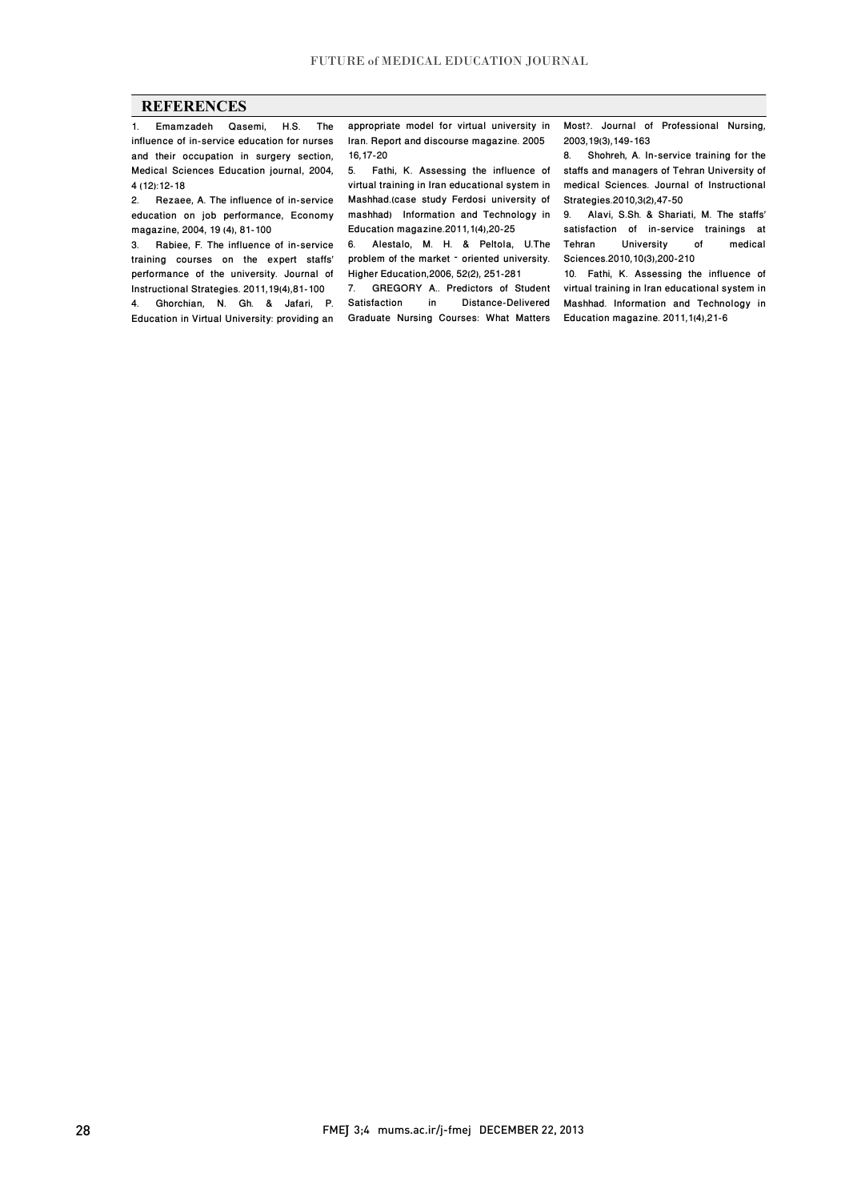## REFERENCES

1. Emamzadeh Qasemi, H.S. The influence of in-service education for nurses and their occupation in surgery section, Medical Sciences Education journal, 2004, 4 (12):12-18
2. Rezaee, A. The influence of in-service education on job performance, Economy magazine, 2004, 19 (4), 81-100
3. Rabiee, F. The influence of in-service training courses on the expert staffs' performance of the university. Journal of Instructional Strategies. 2011,19(4),81-100
4. Ghorchian, N. Gh. & Jafari, P. Education in Virtual University: providing an appropriate model for virtual university in Iran. Report and discourse magazine. 2005 16,17-20
5. Fathi, K. Assessing the influence of virtual training in Iran educational system in Mashhad.(case study Ferdosi university of mashhad) Information and Technology in Education magazine.2011,1(4),20-25
6. Alestalo, M. H. & Peltola, U.The problem of the market - oriented university. Higher Education,2006, 52(2), 251-281
7. GREGORY A.. Predictors of Student Satisfaction in Distance-Delivered Graduate Nursing Courses: What Matters Most?. Journal of Professional Nursing, 2003,19(3),149-163
8. Shohreh, A. In-service training for the staffs and managers of Tehran University of medical Sciences. Journal of Instructional Strategies.2010,3(2),47-50
9. Alavi, S.Sh. & Shariati, M. The staffs' satisfaction of in-service trainings at Tehran University of medical Sciences.2010,10(3),200-210
10. Fathi, K. Assessing the influence of virtual training in Iran educational system in Mashhad. Information and Technology in Education magazine. 2011,1(4),21-6